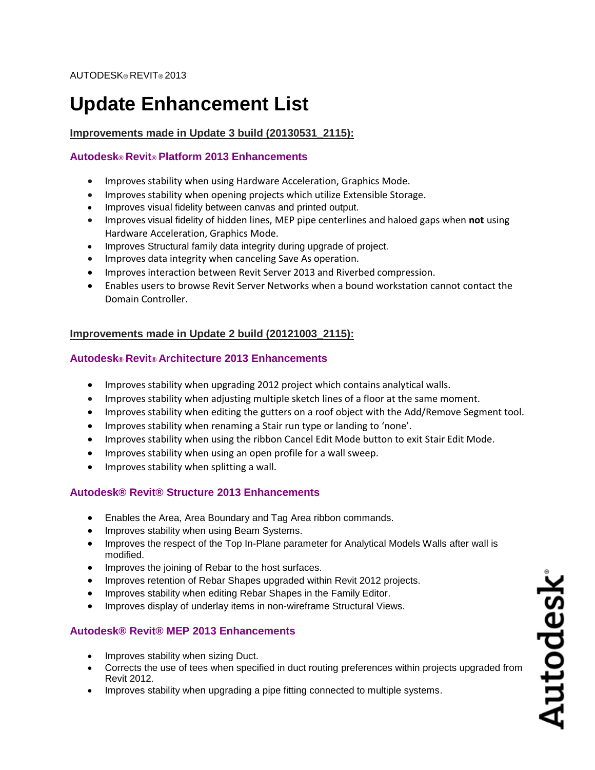AUTODESK® REVIT® 2013

# Update Enhancement List

## Improvements made in Update 3 build (20130531_2115):

### Autodesk® Revit® Platform 2013 Enhancements

- Improves stability when using Hardware Acceleration, Graphics Mode.
- Improves stability when opening projects which utilize Extensible Storage.
- Improves visual fidelity between canvas and printed output.
- Improves visual fidelity of hidden lines, MEP pipe centerlines and haloed gaps when **not** using Hardware Acceleration, Graphics Mode.
- Improves Structural family data integrity during upgrade of project.
- Improves data integrity when canceling Save As operation.
- Improves interaction between Revit Server 2013 and Riverbed compression.
- Enables users to browse Revit Server Networks when a bound workstation cannot contact the Domain Controller.

## Improvements made in Update 2 build (20121003_2115):

### Autodesk® Revit® Architecture 2013 Enhancements

- Improves stability when upgrading 2012 project which contains analytical walls.
- Improves stability when adjusting multiple sketch lines of a floor at the same moment.
- Improves stability when editing the gutters on a roof object with the Add/Remove Segment tool.
- Improves stability when renaming a Stair run type or landing to 'none'.
- Improves stability when using the ribbon Cancel Edit Mode button to exit Stair Edit Mode.
- Improves stability when using an open profile for a wall sweep.
- Improves stability when splitting a wall.

### Autodesk® Revit® Structure 2013 Enhancements

- Enables the Area, Area Boundary and Tag Area ribbon commands.
- Improves stability when using Beam Systems.
- Improves the respect of the Top In-Plane parameter for Analytical Models Walls after wall is modified.
- Improves the joining of Rebar to the host surfaces.
- Improves retention of Rebar Shapes upgraded within Revit 2012 projects.
- Improves stability when editing Rebar Shapes in the Family Editor.
- Improves display of underlay items in non-wireframe Structural Views.

### Autodesk® Revit® MEP 2013 Enhancements

- Improves stability when sizing Duct.
- Corrects the use of tees when specified in duct routing preferences within projects upgraded from Revit 2012.
- Improves stability when upgrading a pipe fitting connected to multiple systems.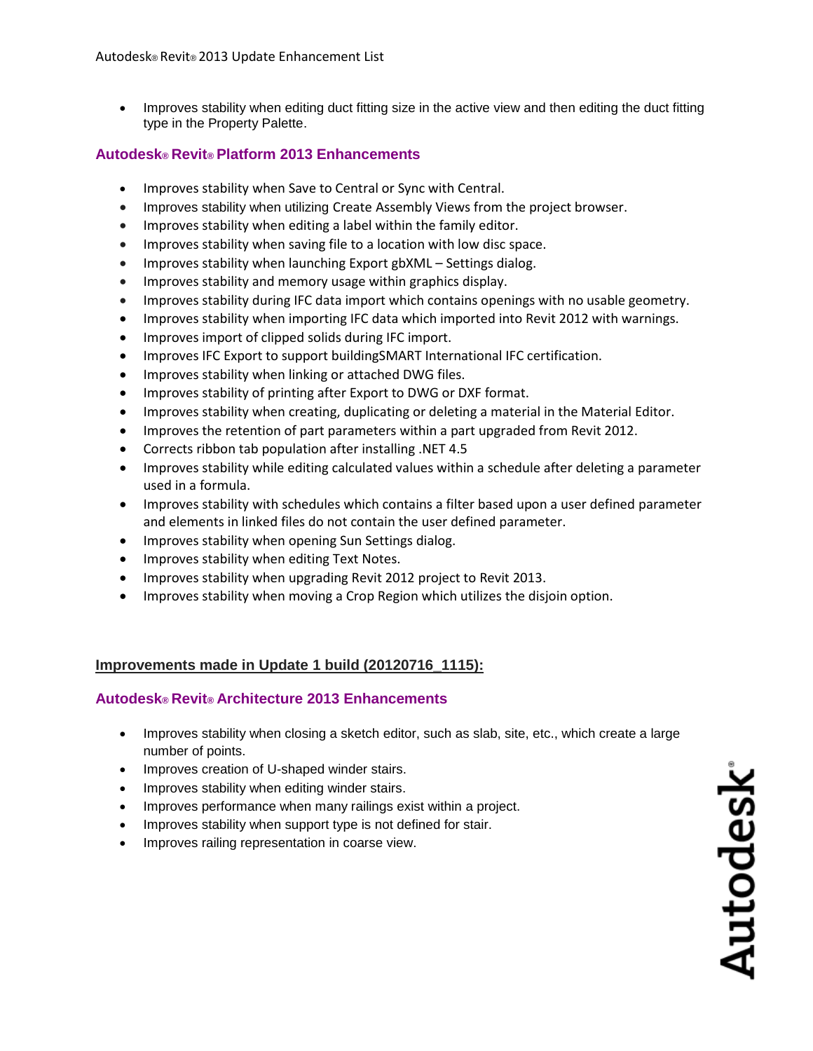- Improves stability when editing duct fitting size in the active view and then editing the duct fitting type in the Property Palette.

### Autodesk® Revit® Platform 2013 Enhancements

- Improves stability when Save to Central or Sync with Central.
- Improves stability when utilizing Create Assembly Views from the project browser.
- Improves stability when editing a label within the family editor.
- Improves stability when saving file to a location with low disc space.
- Improves stability when launching Export gbXML – Settings dialog.
- Improves stability and memory usage within graphics display.
- Improves stability during IFC data import which contains openings with no usable geometry.
- Improves stability when importing IFC data which imported into Revit 2012 with warnings.
- Improves import of clipped solids during IFC import.
- Improves IFC Export to support buildingSMART International IFC certification.
- Improves stability when linking or attached DWG files.
- Improves stability of printing after Export to DWG or DXF format.
- Improves stability when creating, duplicating or deleting a material in the Material Editor.
- Improves the retention of part parameters within a part upgraded from Revit 2012.
- Corrects ribbon tab population after installing .NET 4.5
- Improves stability while editing calculated values within a schedule after deleting a parameter used in a formula.
- Improves stability with schedules which contains a filter based upon a user defined parameter and elements in linked files do not contain the user defined parameter.
- Improves stability when opening Sun Settings dialog.
- Improves stability when editing Text Notes.
- Improves stability when upgrading Revit 2012 project to Revit 2013.
- Improves stability when moving a Crop Region which utilizes the disjoin option.

## Improvements made in Update 1 build (20120716_1115):

### Autodesk® Revit® Architecture 2013 Enhancements

- Improves stability when closing a sketch editor, such as slab, site, etc., which create a large number of points.
- Improves creation of U-shaped winder stairs.
- Improves stability when editing winder stairs.
- Improves performance when many railings exist within a project.
- Improves stability when support type is not defined for stair.
- Improves railing representation in coarse view.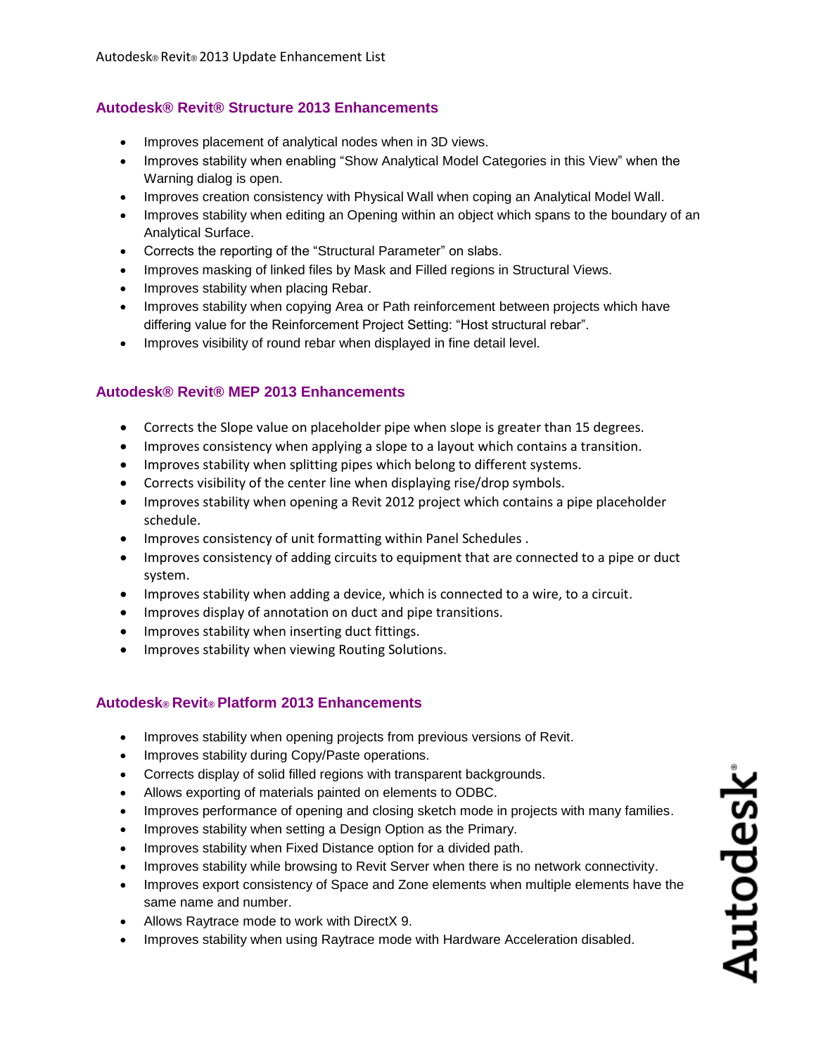## Autodesk® Revit® Structure 2013 Enhancements

- Improves placement of analytical nodes when in 3D views.
- Improves stability when enabling "Show Analytical Model Categories in this View" when the Warning dialog is open.
- Improves creation consistency with Physical Wall when coping an Analytical Model Wall.
- Improves stability when editing an Opening within an object which spans to the boundary of an Analytical Surface.
- Corrects the reporting of the "Structural Parameter" on slabs.
- Improves masking of linked files by Mask and Filled regions in Structural Views.
- Improves stability when placing Rebar.
- Improves stability when copying Area or Path reinforcement between projects which have differing value for the Reinforcement Project Setting: "Host structural rebar".
- Improves visibility of round rebar when displayed in fine detail level.

## Autodesk® Revit® MEP 2013 Enhancements

- Corrects the Slope value on placeholder pipe when slope is greater than 15 degrees.
- Improves consistency when applying a slope to a layout which contains a transition.
- Improves stability when splitting pipes which belong to different systems.
- Corrects visibility of the center line when displaying rise/drop symbols.
- Improves stability when opening a Revit 2012 project which contains a pipe placeholder schedule.
- Improves consistency of unit formatting within Panel Schedules .
- Improves consistency of adding circuits to equipment that are connected to a pipe or duct system.
- Improves stability when adding a device, which is connected to a wire, to a circuit.
- Improves display of annotation on duct and pipe transitions.
- Improves stability when inserting duct fittings.
- Improves stability when viewing Routing Solutions.

## Autodesk® Revit® Platform 2013 Enhancements

- Improves stability when opening projects from previous versions of Revit.
- Improves stability during Copy/Paste operations.
- Corrects display of solid filled regions with transparent backgrounds.
- Allows exporting of materials painted on elements to ODBC.
- Improves performance of opening and closing sketch mode in projects with many families.
- Improves stability when setting a Design Option as the Primary.
- Improves stability when Fixed Distance option for a divided path.
- Improves stability while browsing to Revit Server when there is no network connectivity.
- Improves export consistency of Space and Zone elements when multiple elements have the same name and number.
- Allows Raytrace mode to work with DirectX 9.
- Improves stability when using Raytrace mode with Hardware Acceleration disabled.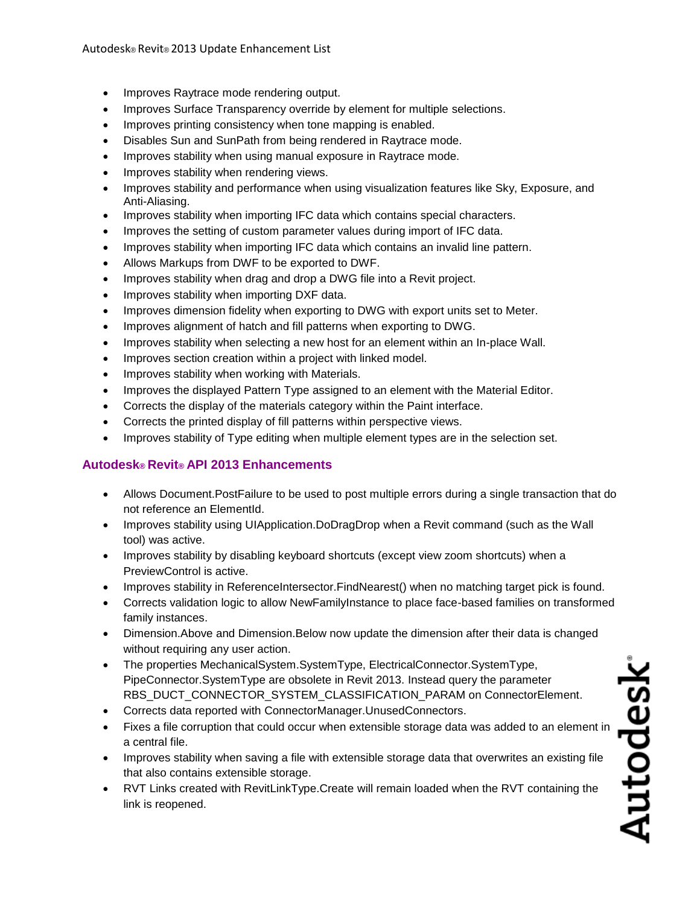- Improves Raytrace mode rendering output.
- Improves Surface Transparency override by element for multiple selections.
- Improves printing consistency when tone mapping is enabled.
- Disables Sun and SunPath from being rendered in Raytrace mode.
- Improves stability when using manual exposure in Raytrace mode.
- Improves stability when rendering views.
- Improves stability and performance when using visualization features like Sky, Exposure, and Anti-Aliasing.
- Improves stability when importing IFC data which contains special characters.
- Improves the setting of custom parameter values during import of IFC data.
- Improves stability when importing IFC data which contains an invalid line pattern.
- Allows Markups from DWF to be exported to DWF.
- Improves stability when drag and drop a DWG file into a Revit project.
- Improves stability when importing DXF data.
- Improves dimension fidelity when exporting to DWG with export units set to Meter.
- Improves alignment of hatch and fill patterns when exporting to DWG.
- Improves stability when selecting a new host for an element within an In-place Wall.
- Improves section creation within a project with linked model.
- Improves stability when working with Materials.
- Improves the displayed Pattern Type assigned to an element with the Material Editor.
- Corrects the display of the materials category within the Paint interface.
- Corrects the printed display of fill patterns within perspective views.
- Improves stability of Type editing when multiple element types are in the selection set.

## Autodesk® Revit® API 2013 Enhancements

- Allows Document.PostFailure to be used to post multiple errors during a single transaction that do not reference an ElementId.
- Improves stability using UIApplication.DoDragDrop when a Revit command (such as the Wall tool) was active.
- Improves stability by disabling keyboard shortcuts (except view zoom shortcuts) when a PreviewControl is active.
- Improves stability in ReferenceIntersector.FindNearest() when no matching target pick is found.
- Corrects validation logic to allow NewFamilyInstance to place face-based families on transformed family instances.
- Dimension.Above and Dimension.Below now update the dimension after their data is changed without requiring any user action.
- The properties MechanicalSystem.SystemType, ElectricalConnector.SystemType, PipeConnector.SystemType are obsolete in Revit 2013. Instead query the parameter RBS_DUCT_CONNECTOR_SYSTEM_CLASSIFICATION_PARAM on ConnectorElement.
- Corrects data reported with ConnectorManager.UnusedConnectors.
- Fixes a file corruption that could occur when extensible storage data was added to an element in a central file.
- Improves stability when saving a file with extensible storage data that overwrites an existing file that also contains extensible storage.
- RVT Links created with RevitLinkType.Create will remain loaded when the RVT containing the link is reopened.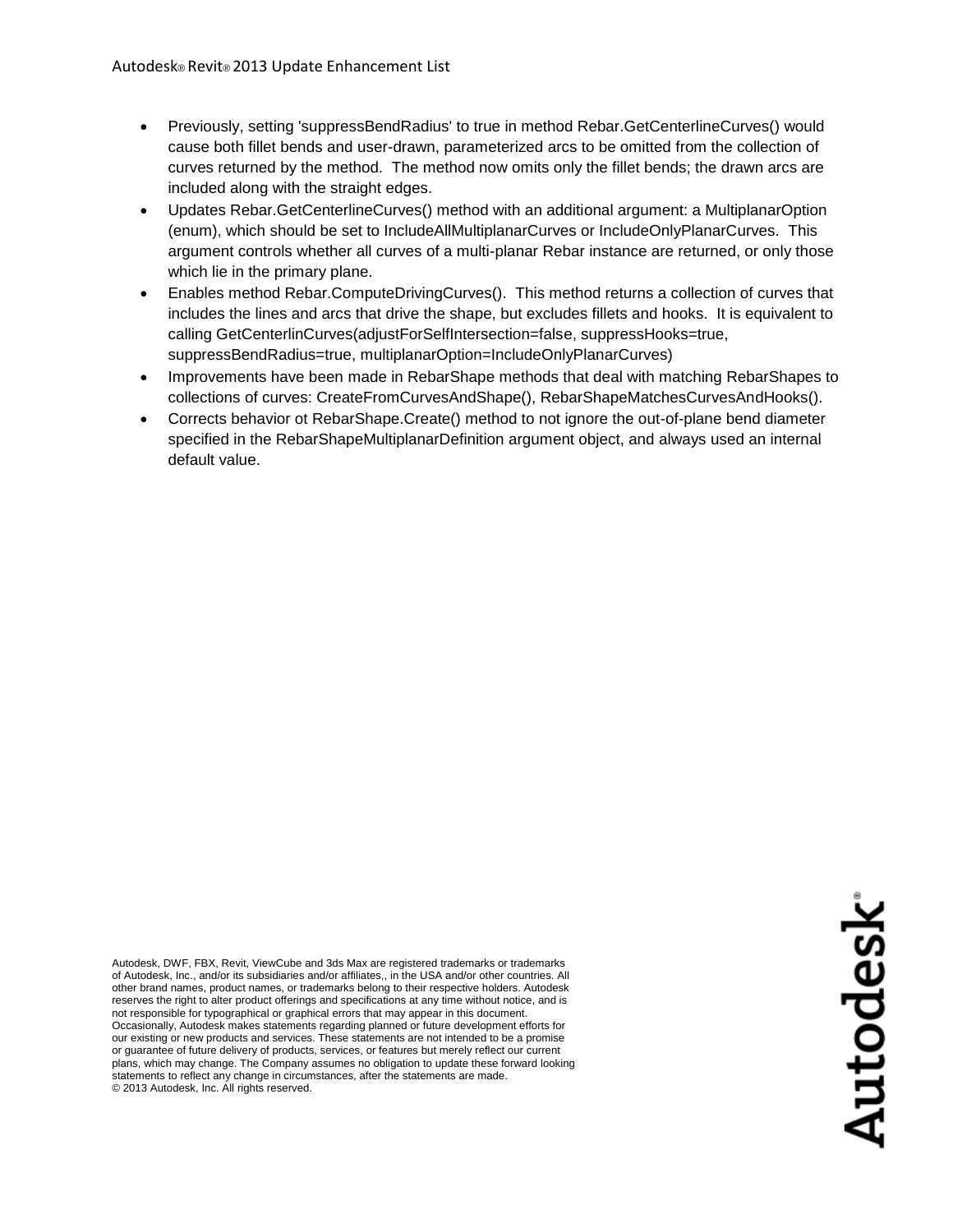- Previously, setting 'suppressBendRadius' to true in method Rebar.GetCenterlineCurves() would cause both fillet bends and user-drawn, parameterized arcs to be omitted from the collection of curves returned by the method. The method now omits only the fillet bends; the drawn arcs are included along with the straight edges.
- Updates Rebar.GetCenterlineCurves() method with an additional argument: a MultiplanarOption (enum), which should be set to IncludeAllMultiplanarCurves or IncludeOnlyPlanarCurves. This argument controls whether all curves of a multi-planar Rebar instance are returned, or only those which lie in the primary plane.
- Enables method Rebar.ComputeDrivingCurves(). This method returns a collection of curves that includes the lines and arcs that drive the shape, but excludes fillets and hooks. It is equivalent to calling GetCenterlinCurves(adjustForSelfIntersection=false, suppressHooks=true, suppressBendRadius=true, multiplanarOption=IncludeOnlyPlanarCurves)
- Improvements have been made in RebarShape methods that deal with matching RebarShapes to collections of curves: CreateFromCurvesAndShape(), RebarShapeMatchesCurvesAndHooks().
- Corrects behavior ot RebarShape.Create() method to not ignore the out-of-plane bend diameter specified in the RebarShapeMultiplanarDefinition argument object, and always used an internal default value.

Autodesk, DWF, FBX, Revit, ViewCube and 3ds Max are registered trademarks or trademarks of Autodesk, Inc., and/or its subsidiaries and/or affiliates,, in the USA and/or other countries. All other brand names, product names, or trademarks belong to their respective holders. Autodesk reserves the right to alter product offerings and specifications at any time without notice, and is not responsible for typographical or graphical errors that may appear in this document. Occasionally, Autodesk makes statements regarding planned or future development efforts for our existing or new products and services. These statements are not intended to be a promise or guarantee of future delivery of products, services, or features but merely reflect our current plans, which may change. The Company assumes no obligation to update these forward looking statements to reflect any change in circumstances, after the statements are made.
© 2013 Autodesk, Inc. All rights reserved.

Autodesk®